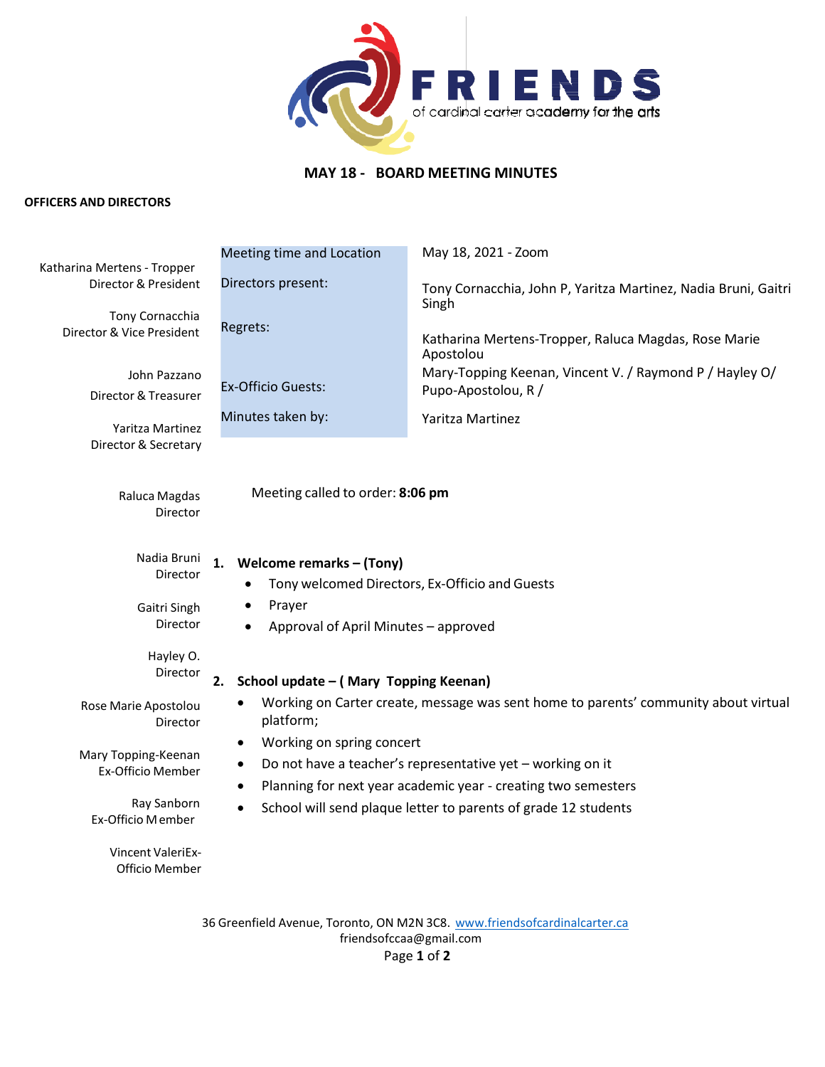FRIENDS

of cardinal carter academy for the arts

# MAY 18 - BOARD MEETING MINUTES

**OFFICERS AND DIRECTORS**

Katharina Mertens - Tropper
Director & President

Tony Cornacchia
Director & Vice President

John Pazzano
Director & Treasurer

Yaritza Martinez
Director & Secretary

Raluca Magdas
Director

Nadia Bruni
Director

Gaitri Singh
Director

Hayley O.
Director

Rose Marie Apostolou
Director

Mary Topping-Keenan
Ex-Officio Member

Ray Sanborn
Ex-Officio Member

Vincent ValeriEx-Officio Member

| Meeting time and Location | May 18, 2021 - Zoom |
|---|---|
| Directors present: | Tony Cornacchia, John P, Yaritza Martinez, Nadia Bruni, Gaitri Singh |
| Regrets: | Katharina Mertens-Tropper, Raluca Magdas, Rose Marie Apostolou |
| Ex-Officio Guests: | Mary-Topping Keenan, Vincent V. / Raymond P / Hayley O/ Pupo-Apostolou, R / |
| Minutes taken by: | Yaritza Martinez |

Meeting called to order: **8:06 pm**

1. **Welcome remarks – (Tony)**
   - Tony welcomed Directors, Ex-Officio and Guests
   - Prayer
   - Approval of April Minutes – approved

2. **School update – ( Mary Topping Keenan)**
   - Working on Carter create, message was sent home to parents' community about virtual platform;
   - Working on spring concert
   - Do not have a teacher's representative yet – working on it
   - Planning for next year academic year - creating two semesters
   - School will send plaque letter to parents of grade 12 students

36 Greenfield Avenue, Toronto, ON M2N 3C8. www.friendsofcardinalcarter.ca
friendsofccaa@gmail.com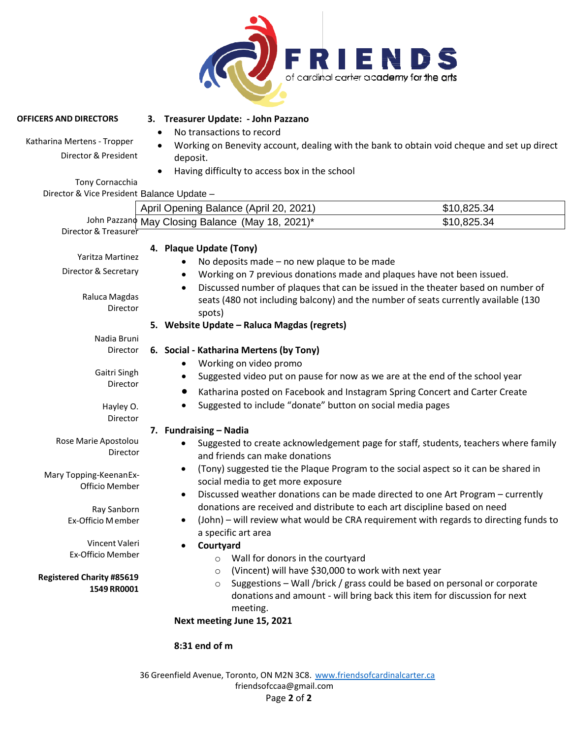FRIENDS of cardinal carter academy for the arts

**OFFICERS AND DIRECTORS**

Katharina Mertens - Tropper
Director & President

Tony Cornacchia
Director & Vice President

John Pazzano
Director & Treasurer

Yaritza Martinez
Director & Secretary

Raluca Magdas
Director

Nadia Bruni
Director

Gaitri Singh
Director

Hayley O.
Director

Rose Marie Apostolou
Director

Mary Topping-KeenanEx-Officio Member

Ray Sanborn
Ex-Officio Member

Vincent Valeri
Ex-Officio Member

**Registered Charity #85619 1549 RR0001**

3. **Treasurer Update: - John Pazzano**
   - No transactions to record
   - Working on Benevity account, dealing with the bank to obtain void cheque and set up direct deposit.
   - Having difficulty to access box in the school

Balance Update –

| | |
|---|---|
| April Opening Balance (April 20, 2021) | $10,825.34 |
| May Closing Balance (May 18, 2021)* | $10,825.34 |

4. **Plaque Update (Tony)**
   - No deposits made – no new plaque to be made
   - Working on 7 previous donations made and plaques have not been issued.
   - Discussed number of plaques that can be issued in the theater based on number of seats (480 not including balcony) and the number of seats currently available (130 spots)
5. **Website Update – Raluca Magdas (regrets)**
6. **Social - Katharina Mertens (by Tony)**
   - Working on video promo
   - Suggested video put on pause for now as we are at the end of the school year
   - Katharina posted on Facebook and Instagram Spring Concert and Carter Create
   - Suggested to include "donate" button on social media pages
7. **Fundraising – Nadia**
   - Suggested to create acknowledgement page for staff, students, teachers where family and friends can make donations
   - (Tony) suggested tie the Plaque Program to the social aspect so it can be shared in social media to get more exposure
   - Discussed weather donations can be made directed to one Art Program – currently donations are received and distribute to each art discipline based on need
   - (John) – will review what would be CRA requirement with regards to directing funds to a specific art area
   - **Courtyard**
     - Wall for donors in the courtyard
     - (Vincent) will have $30,000 to work with next year
     - Suggestions – Wall /brick / grass could be based on personal or corporate donations and amount - will bring back this item for discussion for next meeting.

**Next meeting June 15, 2021**

**8:31 end of m**

36 Greenfield Avenue, Toronto, ON M2N 3C8. www.friendsofcardinalcarter.ca
friendsofccaa@gmail.com